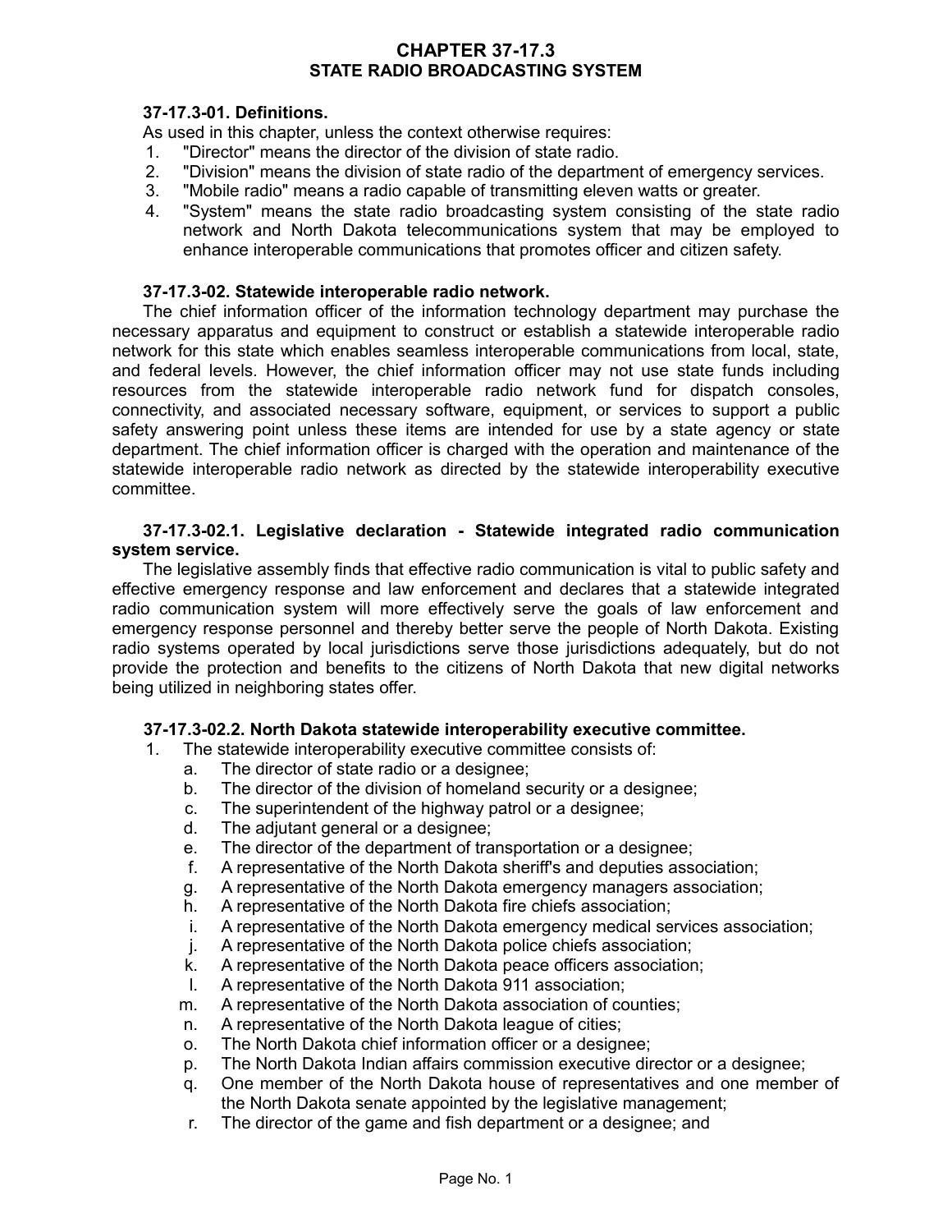# CHAPTER 37-17.3
# STATE RADIO BROADCASTING SYSTEM

**37-17.3-01. Definitions.**

As used in this chapter, unless the context otherwise requires:

1. "Director" means the director of the division of state radio.
2. "Division" means the division of state radio of the department of emergency services.
3. "Mobile radio" means a radio capable of transmitting eleven watts or greater.
4. "System" means the state radio broadcasting system consisting of the state radio network and North Dakota telecommunications system that may be employed to enhance interoperable communications that promotes officer and citizen safety.

**37-17.3-02. Statewide interoperable radio network.**

The chief information officer of the information technology department may purchase the necessary apparatus and equipment to construct or establish a statewide interoperable radio network for this state which enables seamless interoperable communications from local, state, and federal levels. However, the chief information officer may not use state funds including resources from the statewide interoperable radio network fund for dispatch consoles, connectivity, and associated necessary software, equipment, or services to support a public safety answering point unless these items are intended for use by a state agency or state department. The chief information officer is charged with the operation and maintenance of the statewide interoperable radio network as directed by the statewide interoperability executive committee.

**37-17.3-02.1. Legislative declaration - Statewide integrated radio communication system service.**

The legislative assembly finds that effective radio communication is vital to public safety and effective emergency response and law enforcement and declares that a statewide integrated radio communication system will more effectively serve the goals of law enforcement and emergency response personnel and thereby better serve the people of North Dakota. Existing radio systems operated by local jurisdictions serve those jurisdictions adequately, but do not provide the protection and benefits to the citizens of North Dakota that new digital networks being utilized in neighboring states offer.

**37-17.3-02.2. North Dakota statewide interoperability executive committee.**

1. The statewide interoperability executive committee consists of:
   a. The director of state radio or a designee;
   b. The director of the division of homeland security or a designee;
   c. The superintendent of the highway patrol or a designee;
   d. The adjutant general or a designee;
   e. The director of the department of transportation or a designee;
   f. A representative of the North Dakota sheriff's and deputies association;
   g. A representative of the North Dakota emergency managers association;
   h. A representative of the North Dakota fire chiefs association;
   i. A representative of the North Dakota emergency medical services association;
   j. A representative of the North Dakota police chiefs association;
   k. A representative of the North Dakota peace officers association;
   l. A representative of the North Dakota 911 association;
   m. A representative of the North Dakota association of counties;
   n. A representative of the North Dakota league of cities;
   o. The North Dakota chief information officer or a designee;
   p. The North Dakota Indian affairs commission executive director or a designee;
   q. One member of the North Dakota house of representatives and one member of the North Dakota senate appointed by the legislative management;
   r. The director of the game and fish department or a designee; and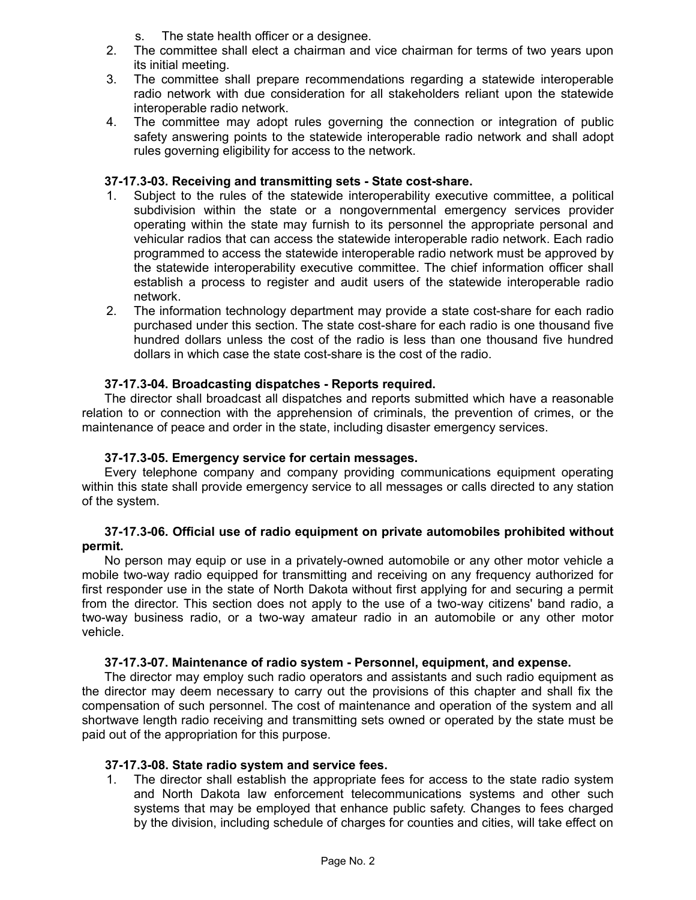s. The state health officer or a designee.

2. The committee shall elect a chairman and vice chairman for terms of two years upon its initial meeting.
3. The committee shall prepare recommendations regarding a statewide interoperable radio network with due consideration for all stakeholders reliant upon the statewide interoperable radio network.
4. The committee may adopt rules governing the connection or integration of public safety answering points to the statewide interoperable radio network and shall adopt rules governing eligibility for access to the network.

**37-17.3-03. Receiving and transmitting sets - State cost-share.**

1. Subject to the rules of the statewide interoperability executive committee, a political subdivision within the state or a nongovernmental emergency services provider operating within the state may furnish to its personnel the appropriate personal and vehicular radios that can access the statewide interoperable radio network. Each radio programmed to access the statewide interoperable radio network must be approved by the statewide interoperability executive committee. The chief information officer shall establish a process to register and audit users of the statewide interoperable radio network.
2. The information technology department may provide a state cost-share for each radio purchased under this section. The state cost-share for each radio is one thousand five hundred dollars unless the cost of the radio is less than one thousand five hundred dollars in which case the state cost-share is the cost of the radio.

**37-17.3-04. Broadcasting dispatches - Reports required.**

The director shall broadcast all dispatches and reports submitted which have a reasonable relation to or connection with the apprehension of criminals, the prevention of crimes, or the maintenance of peace and order in the state, including disaster emergency services.

**37-17.3-05. Emergency service for certain messages.**

Every telephone company and company providing communications equipment operating within this state shall provide emergency service to all messages or calls directed to any station of the system.

**37-17.3-06. Official use of radio equipment on private automobiles prohibited without permit.**

No person may equip or use in a privately-owned automobile or any other motor vehicle a mobile two-way radio equipped for transmitting and receiving on any frequency authorized for first responder use in the state of North Dakota without first applying for and securing a permit from the director. This section does not apply to the use of a two-way citizens' band radio, a two-way business radio, or a two-way amateur radio in an automobile or any other motor vehicle.

**37-17.3-07. Maintenance of radio system - Personnel, equipment, and expense.**

The director may employ such radio operators and assistants and such radio equipment as the director may deem necessary to carry out the provisions of this chapter and shall fix the compensation of such personnel. The cost of maintenance and operation of the system and all shortwave length radio receiving and transmitting sets owned or operated by the state must be paid out of the appropriation for this purpose.

**37-17.3-08. State radio system and service fees.**

1. The director shall establish the appropriate fees for access to the state radio system and North Dakota law enforcement telecommunications systems and other such systems that may be employed that enhance public safety. Changes to fees charged by the division, including schedule of charges for counties and cities, will take effect on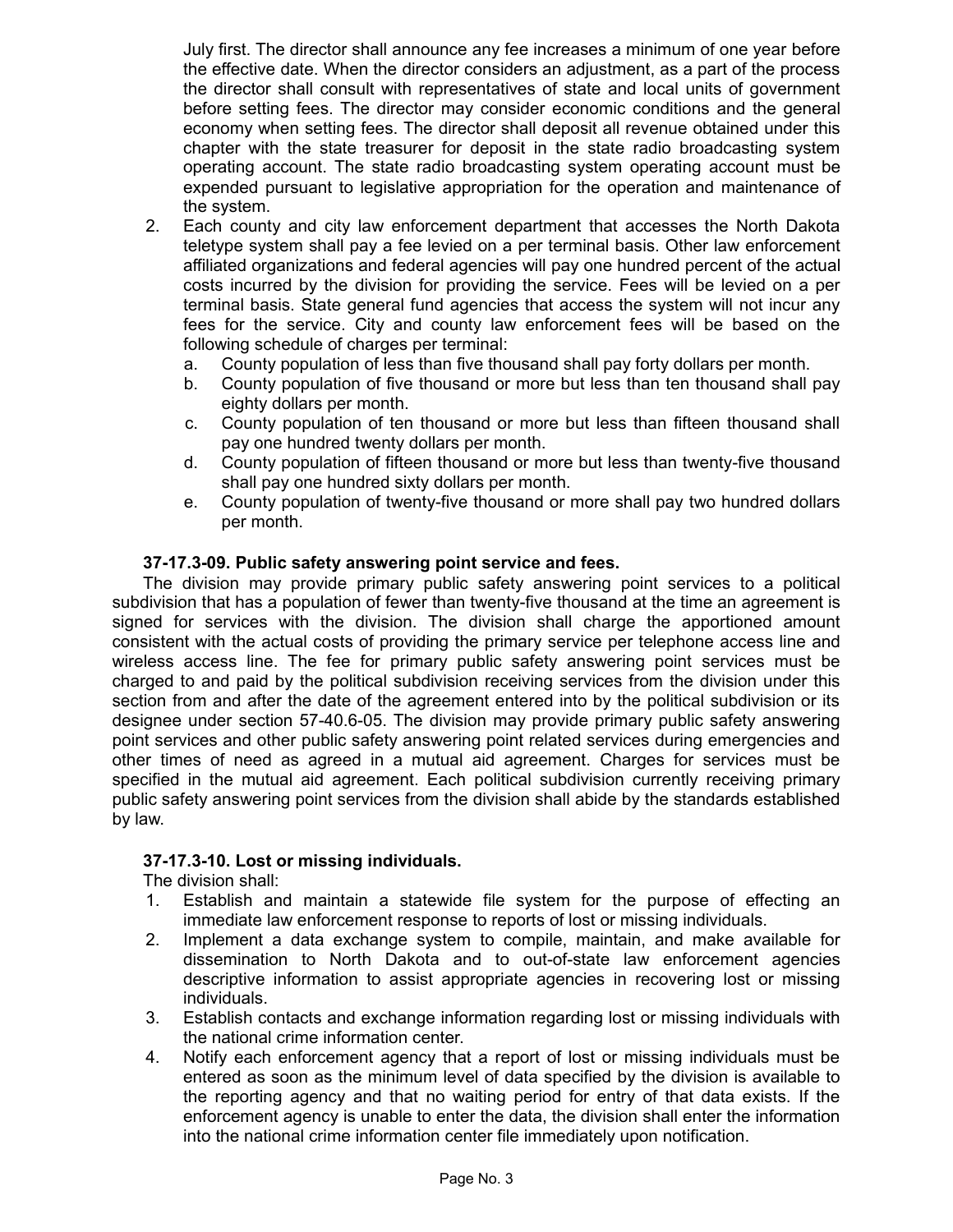July first. The director shall announce any fee increases a minimum of one year before the effective date. When the director considers an adjustment, as a part of the process the director shall consult with representatives of state and local units of government before setting fees. The director may consider economic conditions and the general economy when setting fees. The director shall deposit all revenue obtained under this chapter with the state treasurer for deposit in the state radio broadcasting system operating account. The state radio broadcasting system operating account must be expended pursuant to legislative appropriation for the operation and maintenance of the system.

2. Each county and city law enforcement department that accesses the North Dakota teletype system shall pay a fee levied on a per terminal basis. Other law enforcement affiliated organizations and federal agencies will pay one hundred percent of the actual costs incurred by the division for providing the service. Fees will be levied on a per terminal basis. State general fund agencies that access the system will not incur any fees for the service. City and county law enforcement fees will be based on the following schedule of charges per terminal:
   a. County population of less than five thousand shall pay forty dollars per month.
   b. County population of five thousand or more but less than ten thousand shall pay eighty dollars per month.
   c. County population of ten thousand or more but less than fifteen thousand shall pay one hundred twenty dollars per month.
   d. County population of fifteen thousand or more but less than twenty-five thousand shall pay one hundred sixty dollars per month.
   e. County population of twenty-five thousand or more shall pay two hundred dollars per month.

**37-17.3-09. Public safety answering point service and fees.**

The division may provide primary public safety answering point services to a political subdivision that has a population of fewer than twenty-five thousand at the time an agreement is signed for services with the division. The division shall charge the apportioned amount consistent with the actual costs of providing the primary service per telephone access line and wireless access line. The fee for primary public safety answering point services must be charged to and paid by the political subdivision receiving services from the division under this section from and after the date of the agreement entered into by the political subdivision or its designee under section 57-40.6-05. The division may provide primary public safety answering point services and other public safety answering point related services during emergencies and other times of need as agreed in a mutual aid agreement. Charges for services must be specified in the mutual aid agreement. Each political subdivision currently receiving primary public safety answering point services from the division shall abide by the standards established by law.

**37-17.3-10. Lost or missing individuals.**

The division shall:

1. Establish and maintain a statewide file system for the purpose of effecting an immediate law enforcement response to reports of lost or missing individuals.
2. Implement a data exchange system to compile, maintain, and make available for dissemination to North Dakota and to out-of-state law enforcement agencies descriptive information to assist appropriate agencies in recovering lost or missing individuals.
3. Establish contacts and exchange information regarding lost or missing individuals with the national crime information center.
4. Notify each enforcement agency that a report of lost or missing individuals must be entered as soon as the minimum level of data specified by the division is available to the reporting agency and that no waiting period for entry of that data exists. If the enforcement agency is unable to enter the data, the division shall enter the information into the national crime information center file immediately upon notification.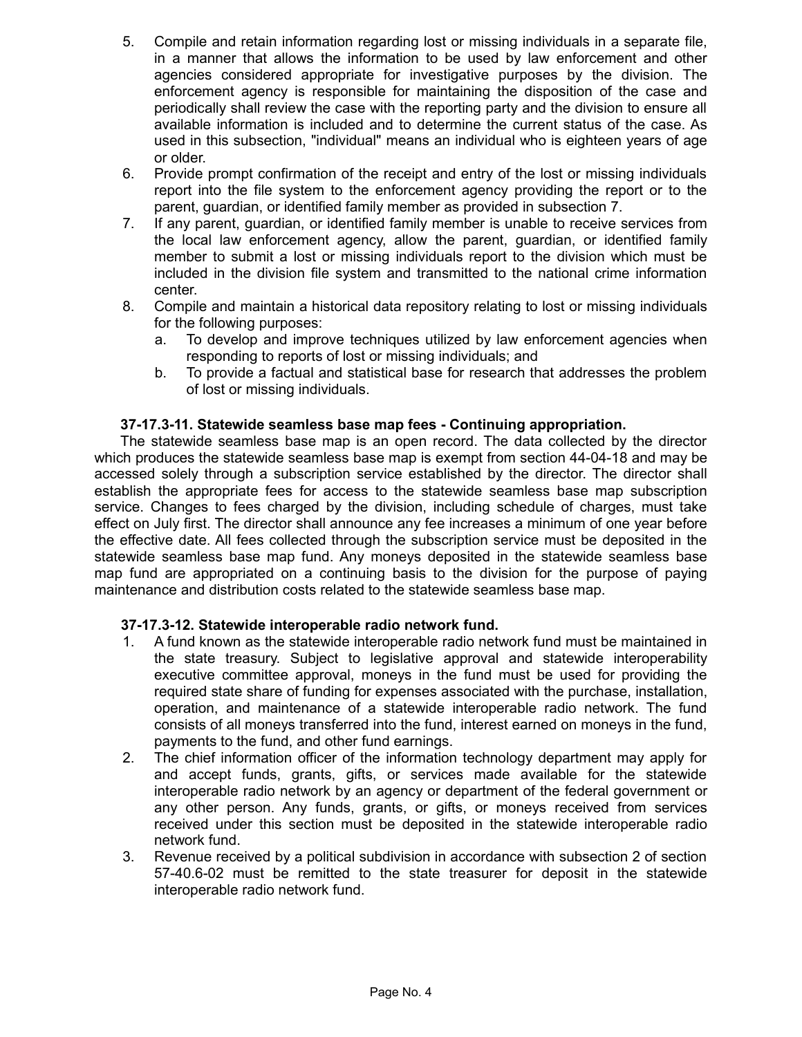5. Compile and retain information regarding lost or missing individuals in a separate file, in a manner that allows the information to be used by law enforcement and other agencies considered appropriate for investigative purposes by the division. The enforcement agency is responsible for maintaining the disposition of the case and periodically shall review the case with the reporting party and the division to ensure all available information is included and to determine the current status of the case. As used in this subsection, "individual" means an individual who is eighteen years of age or older.
6. Provide prompt confirmation of the receipt and entry of the lost or missing individuals report into the file system to the enforcement agency providing the report or to the parent, guardian, or identified family member as provided in subsection 7.
7. If any parent, guardian, or identified family member is unable to receive services from the local law enforcement agency, allow the parent, guardian, or identified family member to submit a lost or missing individuals report to the division which must be included in the division file system and transmitted to the national crime information center.
8. Compile and maintain a historical data repository relating to lost or missing individuals for the following purposes:
   a. To develop and improve techniques utilized by law enforcement agencies when responding to reports of lost or missing individuals; and
   b. To provide a factual and statistical base for research that addresses the problem of lost or missing individuals.

**37-17.3-11. Statewide seamless base map fees - Continuing appropriation.**

The statewide seamless base map is an open record. The data collected by the director which produces the statewide seamless base map is exempt from section 44-04-18 and may be accessed solely through a subscription service established by the director. The director shall establish the appropriate fees for access to the statewide seamless base map subscription service. Changes to fees charged by the division, including schedule of charges, must take effect on July first. The director shall announce any fee increases a minimum of one year before the effective date. All fees collected through the subscription service must be deposited in the statewide seamless base map fund. Any moneys deposited in the statewide seamless base map fund are appropriated on a continuing basis to the division for the purpose of paying maintenance and distribution costs related to the statewide seamless base map.

**37-17.3-12. Statewide interoperable radio network fund.**

1. A fund known as the statewide interoperable radio network fund must be maintained in the state treasury. Subject to legislative approval and statewide interoperability executive committee approval, moneys in the fund must be used for providing the required state share of funding for expenses associated with the purchase, installation, operation, and maintenance of a statewide interoperable radio network. The fund consists of all moneys transferred into the fund, interest earned on moneys in the fund, payments to the fund, and other fund earnings.
2. The chief information officer of the information technology department may apply for and accept funds, grants, gifts, or services made available for the statewide interoperable radio network by an agency or department of the federal government or any other person. Any funds, grants, or gifts, or moneys received from services received under this section must be deposited in the statewide interoperable radio network fund.
3. Revenue received by a political subdivision in accordance with subsection 2 of section 57-40.6-02 must be remitted to the state treasurer for deposit in the statewide interoperable radio network fund.